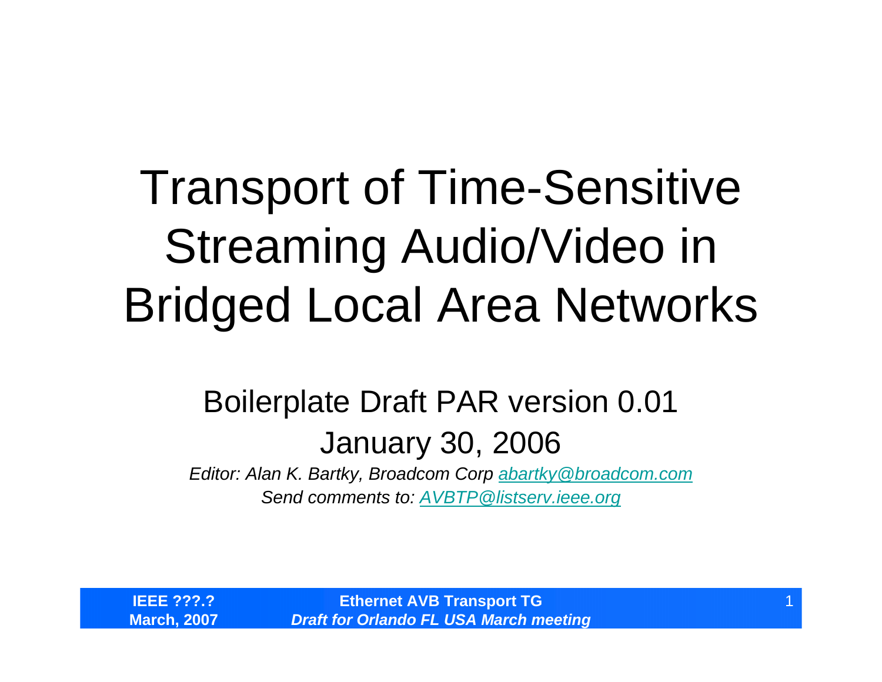# Transport of Time-Sensitive Streaming Audio/Video in Bridged Local Area Networks

Boilerplate Draft PAR version 0.01

January 30, 2006

*Editor: Alan K. Bartky, Broadcom Corp [abartky@broadcom.com](mailto:abartky@broadcom.com)*

*Send comments to: [AVBTP@listserv.ieee.org](mailto:AVBTP@listserv.ieee.org)*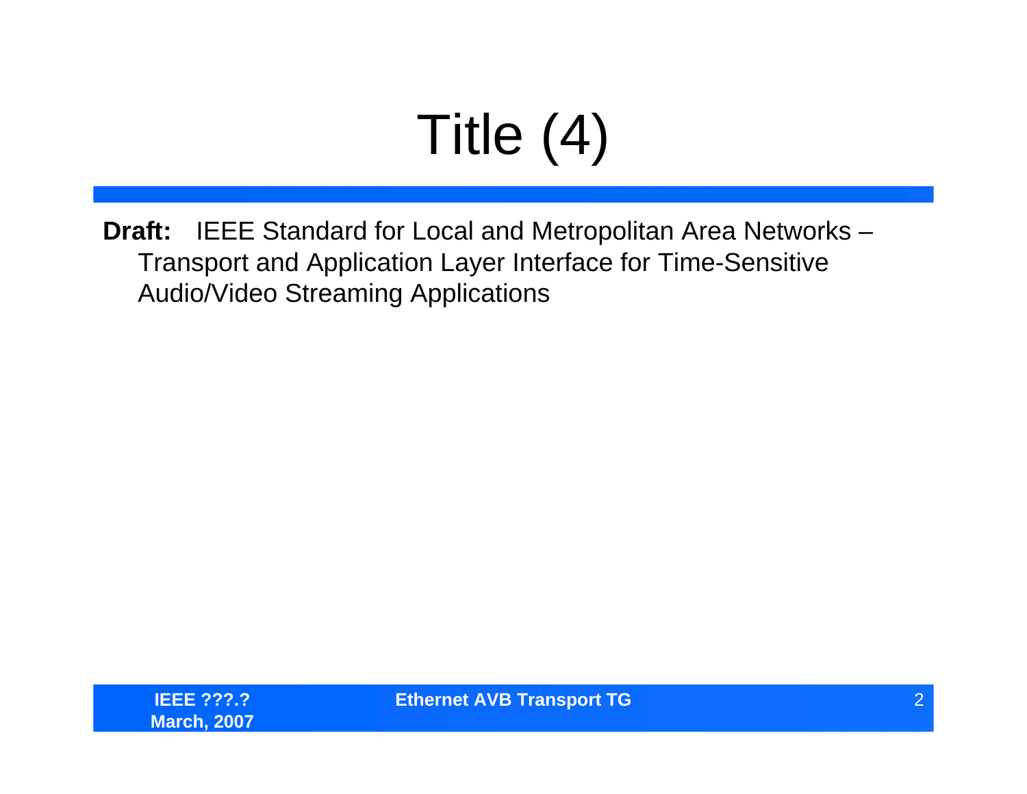# Title (4)

**Draft:** IEEE Standard for Local and Metropolitan Area Networks – Transport and Application Layer Interface for Time-Sensitive Audio/Video Streaming Applications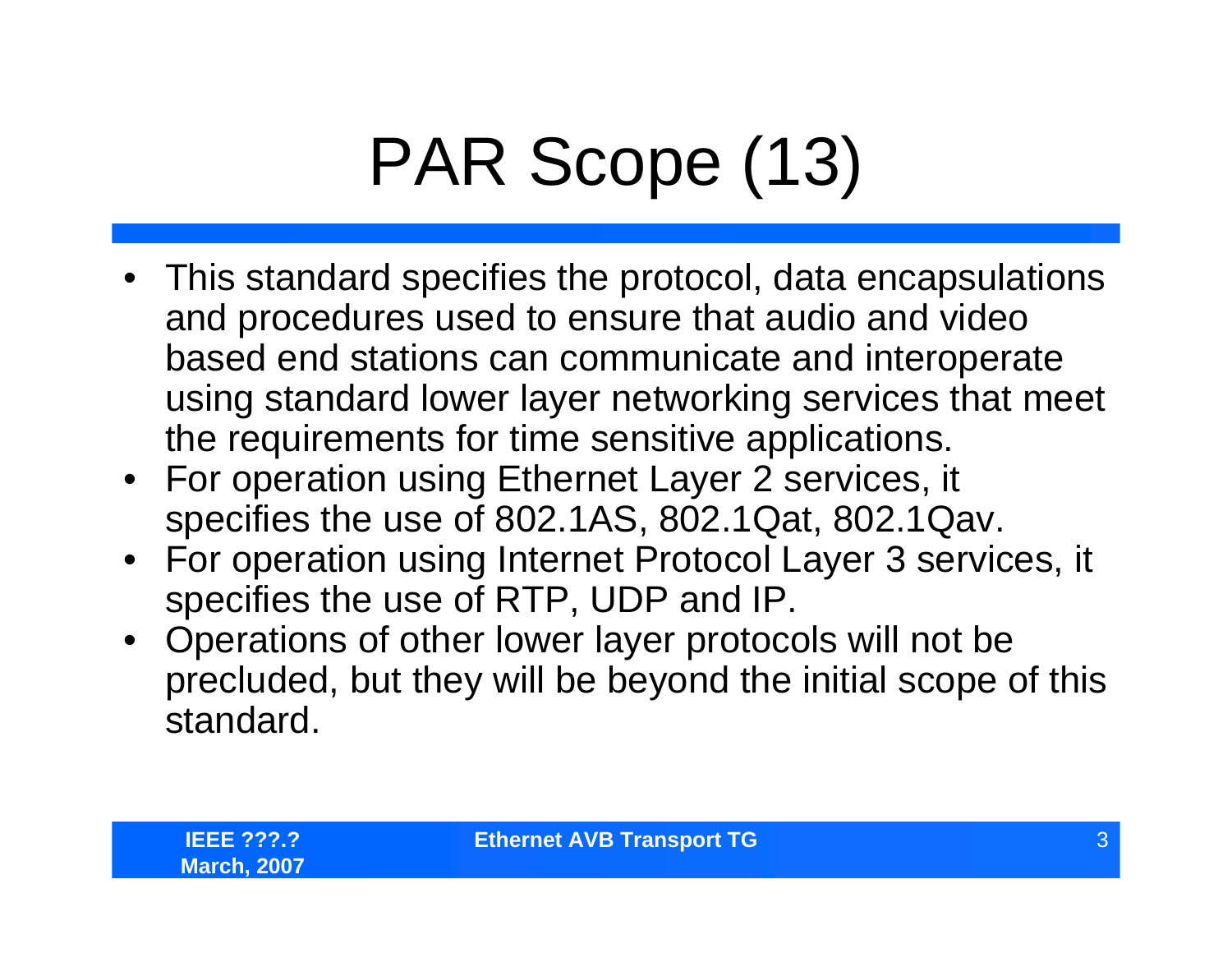# PAR Scope (13)

- This standard specifies the protocol, data encapsulations and procedures used to ensure that audio and video based end stations can communicate and interoperate using standard lower layer networking services that meet the requirements for time sensitive applications.
- For operation using Ethernet Layer 2 services, it specifies the use of 802.1AS, 802.1Qat, 802.1Qav.
- For operation using Internet Protocol Layer 3 services, it specifies the use of RTP, UDP and IP.
- Operations of other lower layer protocols will not be precluded, but they will be beyond the initial scope of this standard.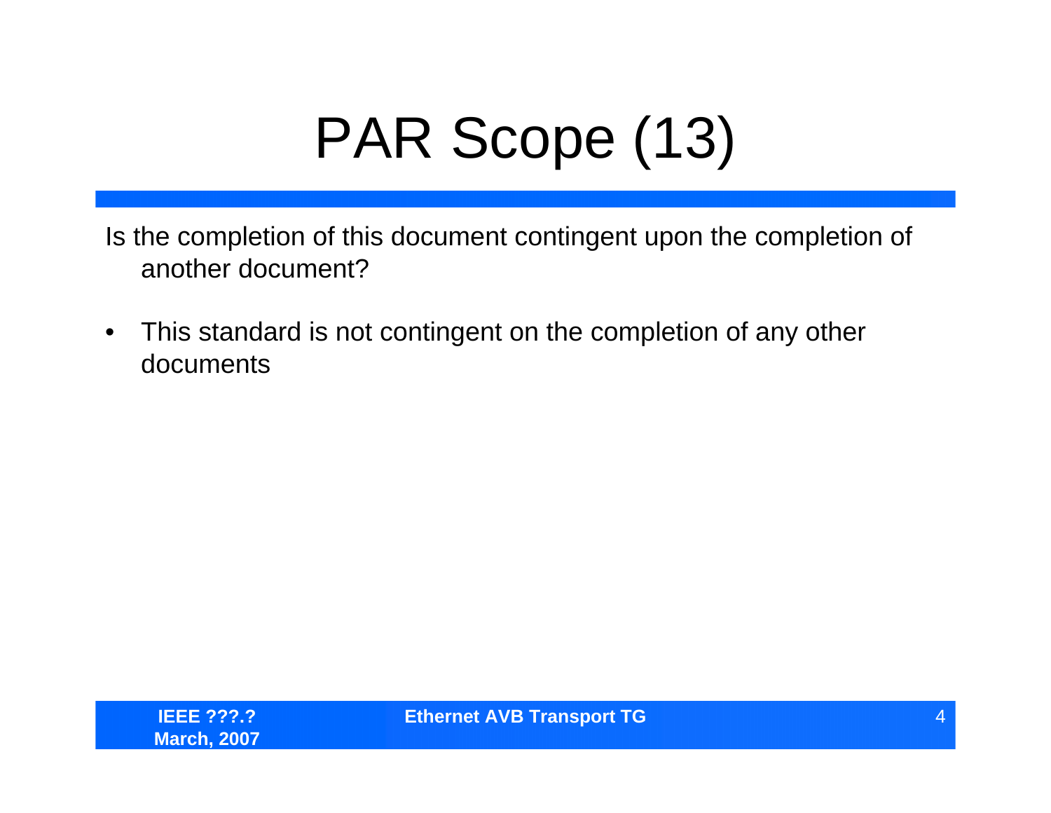# PAR Scope (13)

Is the completion of this document contingent upon the completion of another document?

- This standard is not contingent on the completion of any other documents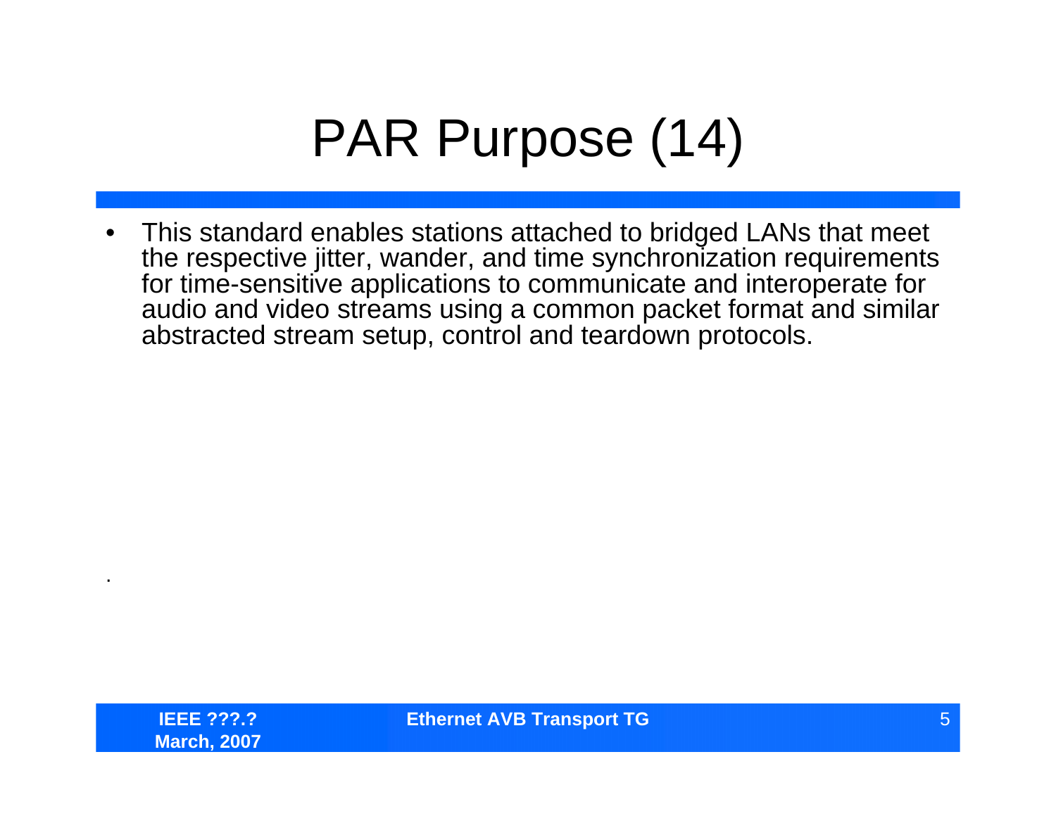# PAR Purpose (14)

- This standard enables stations attached to bridged LANs that meet the respective jitter, wander, and time synchronization requirements for time-sensitive applications to communicate and interoperate for audio and video streams using a common packet format and similar abstracted stream setup, control and teardown protocols.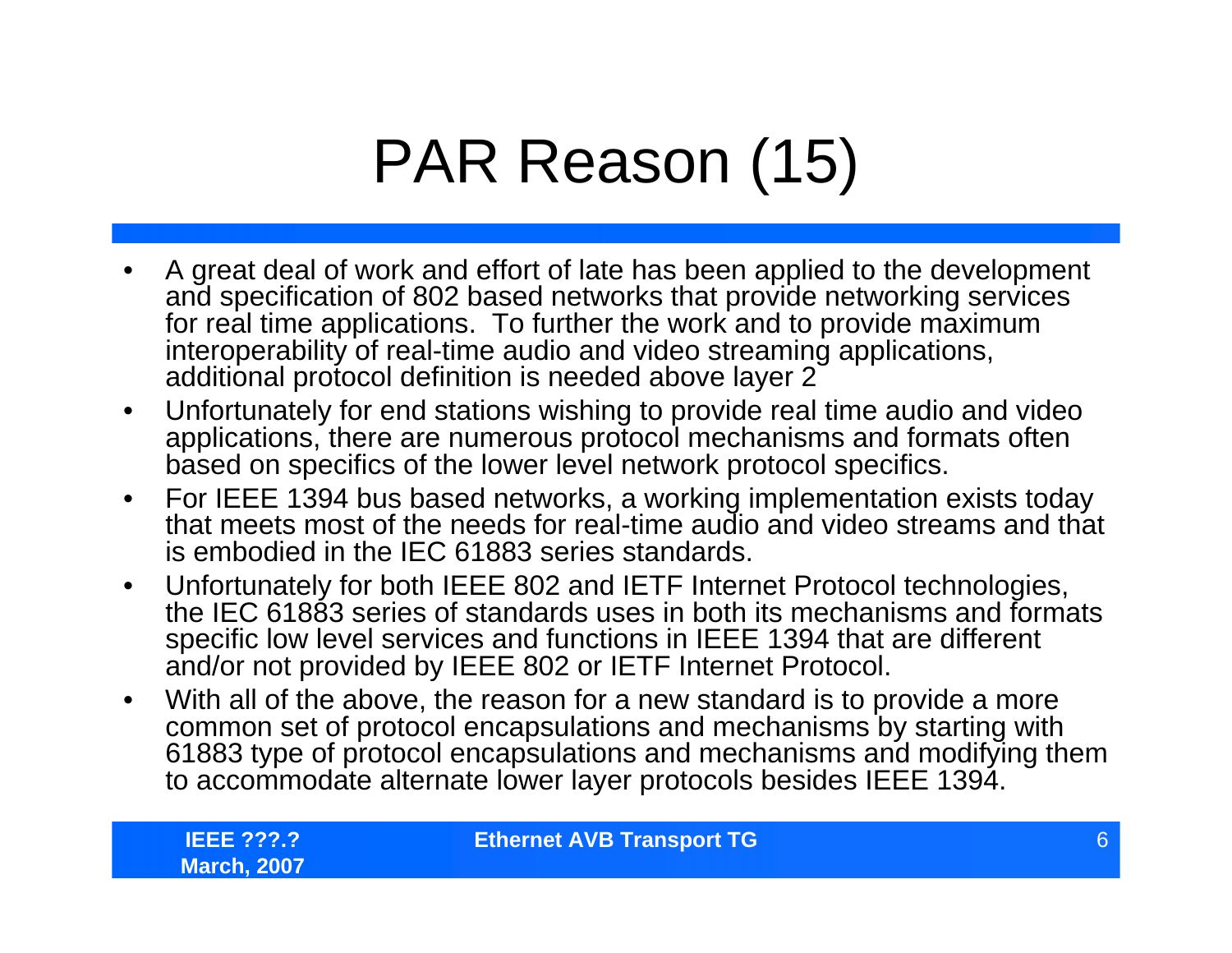# PAR Reason (15)

- A great deal of work and effort of late has been applied to the development and specification of 802 based networks that provide networking services for real time applications. To further the work and to provide maximum interoperability of real-time audio and video streaming applications, additional protocol definition is needed above layer 2
- Unfortunately for end stations wishing to provide real time audio and video applications, there are numerous protocol mechanisms and formats often based on specifics of the lower level network protocol specifics.
- For IEEE 1394 bus based networks, a working implementation exists today that meets most of the needs for real-time audio and video streams and that is embodied in the IEC 61883 series standards.
- Unfortunately for both IEEE 802 and IETF Internet Protocol technologies, the IEC 61883 series of standards uses in both its mechanisms and formats specific low level services and functions in IEEE 1394 that are different and/or not provided by IEEE 802 or IETF Internet Protocol.
- With all of the above, the reason for a new standard is to provide a more common set of protocol encapsulations and mechanisms by starting with 61883 type of protocol encapsulations and mechanisms and modifying them to accommodate alternate lower layer protocols besides IEEE 1394.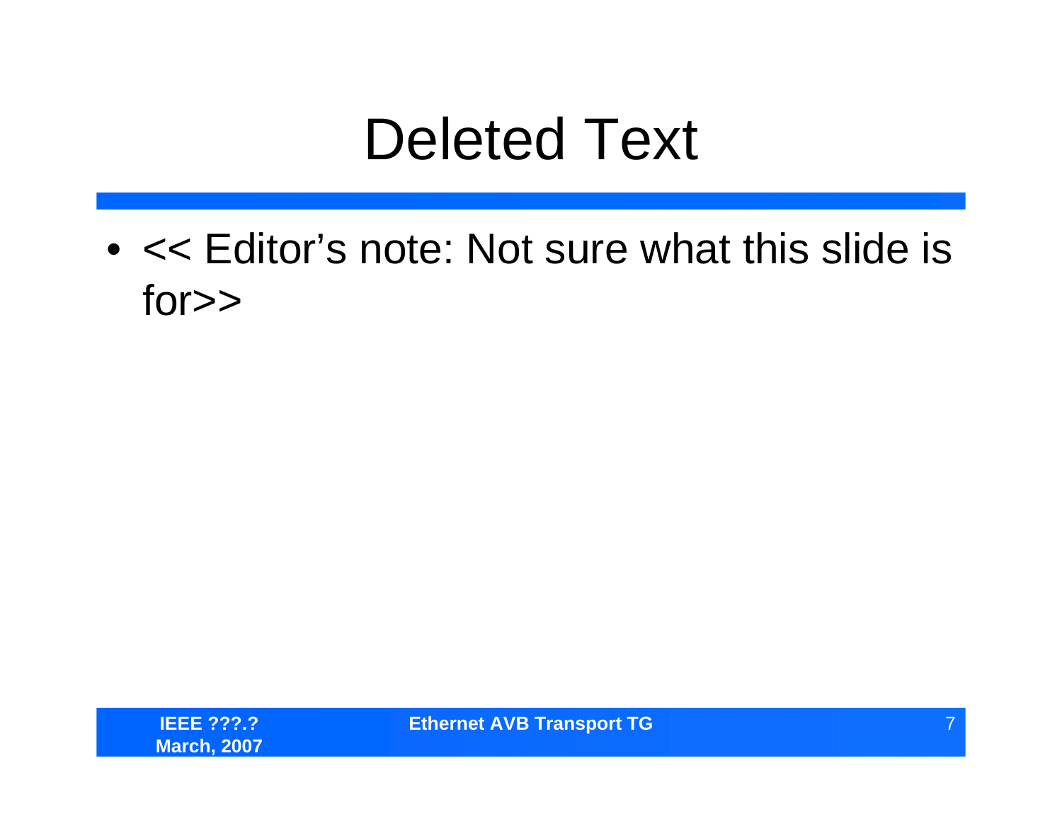# Deleted Text

- << Editor’s note: Not sure what this slide is for>>